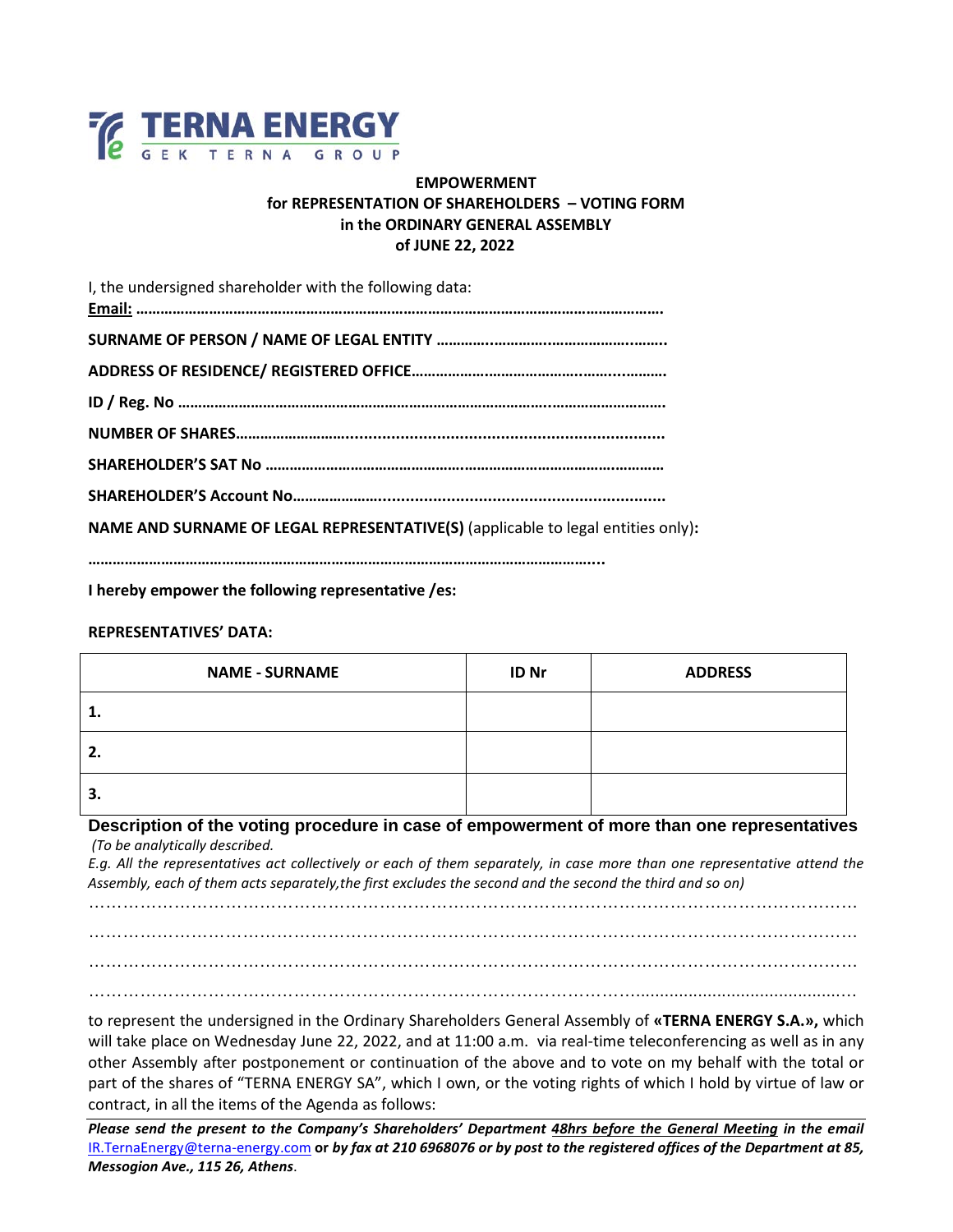TERNA ENERGY
GEK TERNA GROUP

**EMPOWERMENT**
**for REPRESENTATION OF SHAREHOLDERS – VOTING FORM**
**in the ORDINARY GENERAL ASSEMBLY**
**of JUNE 22, 2022**

I, the undersigned shareholder with the following data:

**Email: …………………………………………………………………………………………………………………….**

**SURNAME OF PERSON / NAME OF LEGAL ENTITY ………..………………..………………………..……..**

**ADDRESS OF RESIDENCE/ REGISTERED OFFICE…………………………………………..……..……….**

**ID / Reg. No ……………………………………………………………………………….…………………………….**

**NUMBER OF SHARES……………………….......................................................................**

**SHAREHOLDER'S SAT No ………………………………………………………………………………………**

**SHAREHOLDER'S Account No………………….........................................................................**

**NAME AND SURNAME OF LEGAL REPRESENTATIVE(S)** (applicable to legal entities only)**:**

**……………………………………………………………………………………………………………..**

**I hereby empower the following representative /es:**

**REPRESENTATIVES' DATA:**

| NAME - SURNAME | ID Nr | ADDRESS |
|---|---|---|
| 1. | | |
| 2. | | |
| 3. | | |

**Description of the voting procedure in case of empowerment of more than one representatives**

*(To be analytically described.*
*E.g. All the representatives act collectively or each of them separately, in case more than one representative attend the Assembly, each of them acts separately,the first excludes the second and the second the third and so on)*

…………………………………………………………………………………………………………………………

…………………………………………………………………………………………………………………………

…………………………………………………………………………………………………………………………

…………………………………………………………………………………………………………………………

to represent the undersigned in the Ordinary Shareholders General Assembly of **«TERNA ENERGY S.A.»,** which will take place on Wednesday June 22, 2022, and at 11:00 a.m. via real-time teleconferencing as well as in any other Assembly after postponement or continuation of the above and to vote on my behalf with the total or part of the shares of "TERNA ENERGY SA", which I own, or the voting rights of which I hold by virtue of law or contract, in all the items of the Agenda as follows:

***Please send the present to the Company's Shareholders' Department <u>48hrs before the General Meeting</u> in the email*** IR.TernaEnergy@terna-energy.com **or** ***by fax at 210 6968076 or by post to the registered offices of the Department at 85, Messogion Ave., 115 26, Athens****.*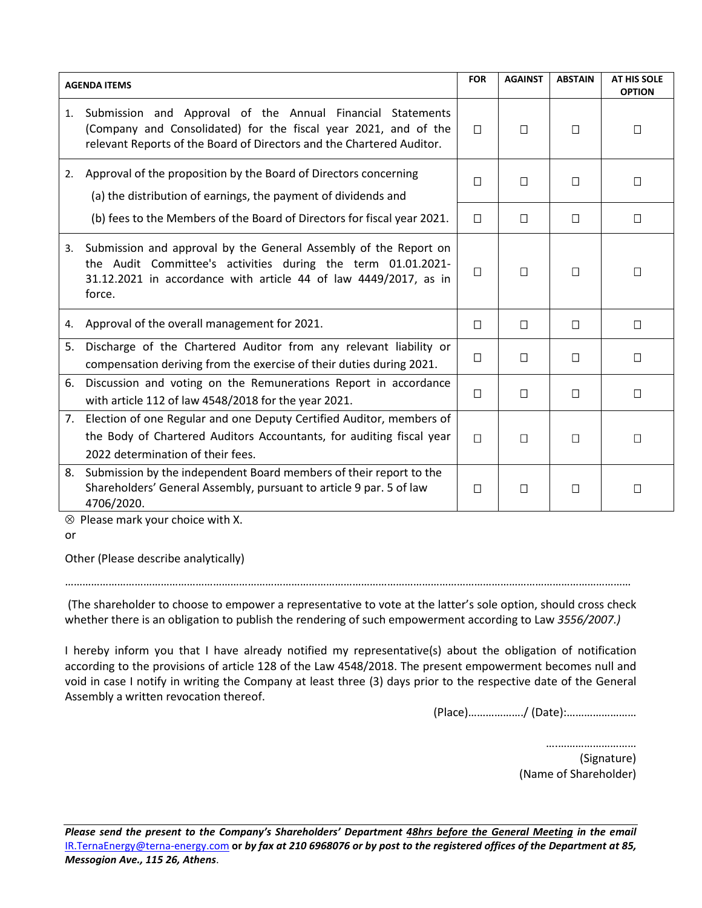| AGENDA ITEMS | FOR | AGAINST | ABSTAIN | AT HIS SOLE OPTION |
|---|---|---|---|---|
| 1. Submission and Approval of the Annual Financial Statements (Company and Consolidated) for the fiscal year 2021, and of the relevant Reports of the Board of Directors and the Chartered Auditor. | ☐ | ☐ | ☐ | ☐ |
| 2. Approval of the proposition by the Board of Directors concerning (a) the distribution of earnings, the payment of dividends and | ☐ | ☐ | ☐ | ☐ |
| (b) fees to the Members of the Board of Directors for fiscal year 2021. | ☐ | ☐ | ☐ | ☐ |
| 3. Submission and approval by the General Assembly of the Report on the Audit Committee's activities during the term 01.01.2021-31.12.2021 in accordance with article 44 of law 4449/2017, as in force. | ☐ | ☐ | ☐ | ☐ |
| 4. Approval of the overall management for 2021. | ☐ | ☐ | ☐ | ☐ |
| 5. Discharge of the Chartered Auditor from any relevant liability or compensation deriving from the exercise of their duties during 2021. | ☐ | ☐ | ☐ | ☐ |
| 6. Discussion and voting on the Remunerations Report in accordance with article 112 of law 4548/2018 for the year 2021. | ☐ | ☐ | ☐ | ☐ |
| 7. Election of one Regular and one Deputy Certified Auditor, members of the Body of Chartered Auditors Accountants, for auditing fiscal year 2022 determination of their fees. | ☐ | ☐ | ☐ | ☐ |
| 8. Submission by the independent Board members of their report to the Shareholders' General Assembly, pursuant to article 9 par. 5 of law 4706/2020. | ☐ | ☐ | ☐ | ☐ |

⊗ Please mark your choice with X.

or

Other (Please describe analytically)

…………………………………………………………………………………………………………………………………………………………………………………

(The shareholder to choose to empower a representative to vote at the latter's sole option, should cross check whether there is an obligation to publish the rendering of such empowerment according to Law *3556/2007.)*

I hereby inform you that I have already notified my representative(s) about the obligation of notification according to the provisions of article 128 of the Law 4548/2018. The present empowerment becomes null and void in case I notify in writing the Company at least three (3) days prior to the respective date of the General Assembly a written revocation thereof.

(Place)………………/ (Date):……………………

…..………………………

(Signature)

(Name of Shareholder)

***Please send the present to the Company's Shareholders' Department <u>48hrs before the General Meeting</u> in the email*** IR.TernaEnergy@terna-energy.com **or** ***by fax at 210 6968076 or by post to the registered offices of the Department at 85, Messogion Ave., 115 26, Athens***.